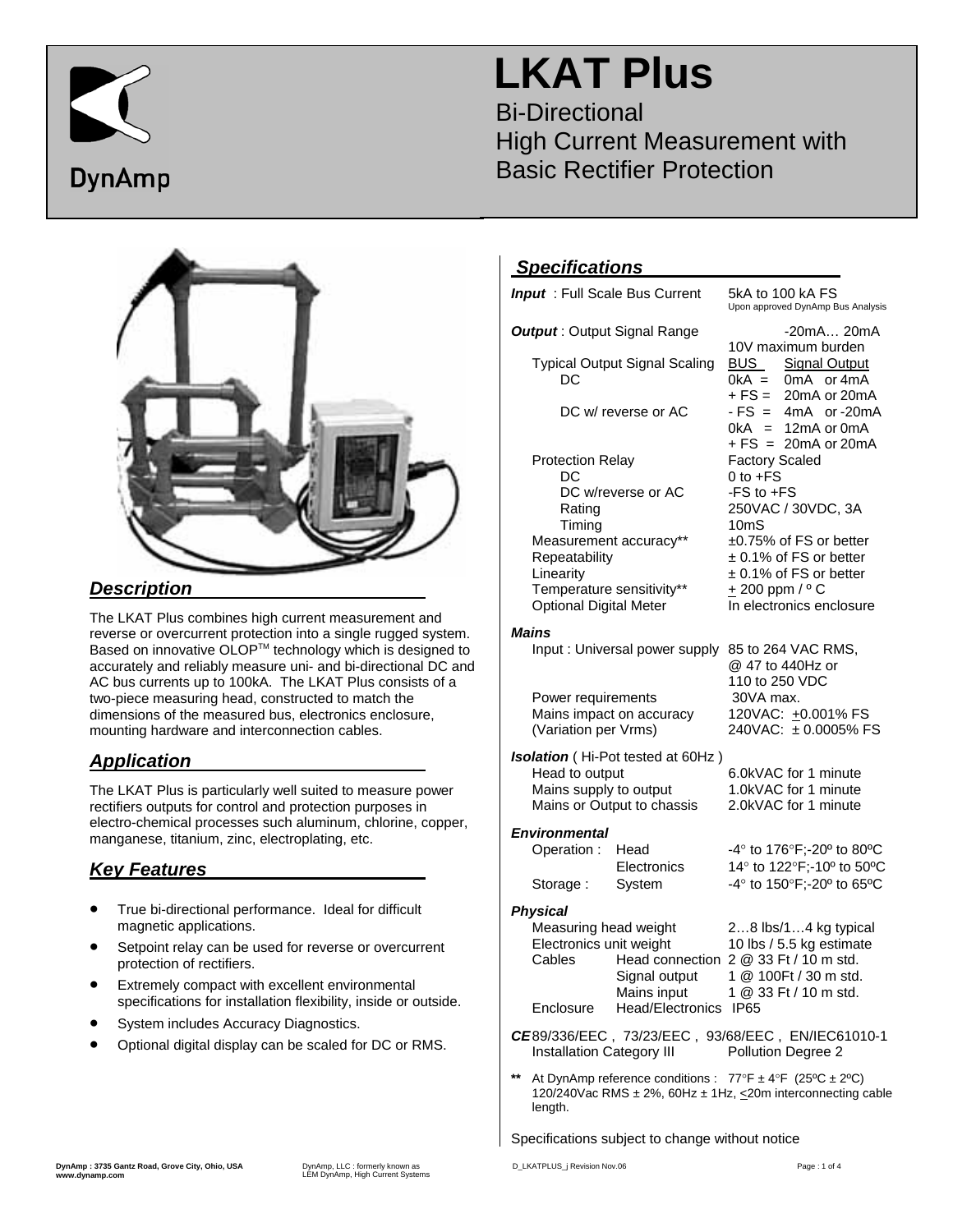# LKAT Plus

Bi-Directional
High Current Measurement with
Basic Rectifier Protection

DynAmp

## Description

The LKAT Plus combines high current measurement and reverse or overcurrent protection into a single rugged system. Based on innovative OLOP™ technology which is designed to accurately and reliably measure uni- and bi-directional DC and AC bus currents up to 100kA. The LKAT Plus consists of a two-piece measuring head, constructed to match the dimensions of the measured bus, electronics enclosure, mounting hardware and interconnection cables.

## Application

The LKAT Plus is particularly well suited to measure power rectifiers outputs for control and protection purposes in electro-chemical processes such aluminum, chlorine, copper, manganese, titanium, zinc, electroplating, etc.

## Key Features

- True bi-directional performance. Ideal for difficult magnetic applications.
- Setpoint relay can be used for reverse or overcurrent protection of rectifiers.
- Extremely compact with excellent environmental specifications for installation flexibility, inside or outside.
- System includes Accuracy Diagnostics.
- Optional digital display can be scaled for DC or RMS.

## Specifications

***Input*** : Full Scale Bus Current — 5kA to 100 kA FS (Upon approved DynAmp Bus Analysis)

***Output*** : Output Signal Range — -20mA… 20mA, 10V maximum burden

Typical Output Signal Scaling

| | BUS | Signal Output |
|---|---|---|
| DC | 0kA = | 0mA or 4mA |
| | + FS = | 20mA or 20mA |
| DC w/ reverse or AC | - FS = | 4mA or -20mA |
| | 0kA = | 12mA or 0mA |
| | + FS = | 20mA or 20mA |

| | |
|---|---|
| Protection Relay | Factory Scaled |
| DC | 0 to +FS |
| DC w/reverse or AC | -FS to +FS |
| Rating | 250VAC / 30VDC, 3A |
| Timing | 10mS |
| Measurement accuracy** | ±0.75% of FS or better |
| Repeatability | ± 0.1% of FS or better |
| Linearity | ± 0.1% of FS or better |
| Temperature sensitivity** | ± 200 ppm / º C |
| Optional Digital Meter | In electronics enclosure |

***Mains***

| | |
|---|---|
| Input : Universal power supply | 85 to 264 VAC RMS, @ 47 to 440Hz or 110 to 250 VDC |
| Power requirements | 30VA max. |
| Mains impact on accuracy (Variation per Vrms) | 120VAC: ±0.001% FS<br>240VAC: ± 0.0005% FS |

***Isolation*** ( Hi-Pot tested at 60Hz )

| | |
|---|---|
| Head to output | 6.0kVAC for 1 minute |
| Mains supply to output | 1.0kVAC for 1 minute |
| Mains or Output to chassis | 2.0kVAC for 1 minute |

***Environmental***

| | | |
|---|---|---|
| Operation : | Head | -4° to 176°F;-20º to 80ºC |
| | Electronics | 14° to 122°F;-10º to 50ºC |
| Storage : | System | -4° to 150°F;-20º to 65ºC |

***Physical***

| | | |
|---|---|---|
| Measuring head weight | | 2…8 lbs/1…4 kg typical |
| Electronics unit weight | | 10 lbs / 5.5 kg estimate |
| Cables | Head connection | 2 @ 33 Ft / 10 m std. |
| | Signal output | 1 @ 100Ft / 30 m std. |
| | Mains input | 1 @ 33 Ft / 10 m std. |
| Enclosure | Head/Electronics | IP65 |

***CE*** 89/336/EEC , 73/23/EEC , 93/68/EEC , EN/IEC61010-1
Installation Category III — Pollution Degree 2

** At DynAmp reference conditions : 77°F ± 4°F (25ºC ± 2ºC) 120/240Vac RMS ± 2%, 60Hz ± 1Hz, ≤20m interconnecting cable length.

Specifications subject to change without notice

DynAmp : 3735 Gantz Road, Grove City, Ohio, USA
www.dynamp.com

DynAmp, LLC : formerly known as LEM DynAmp, High Current Systems

D_LKATPLUS_j Revision Nov.06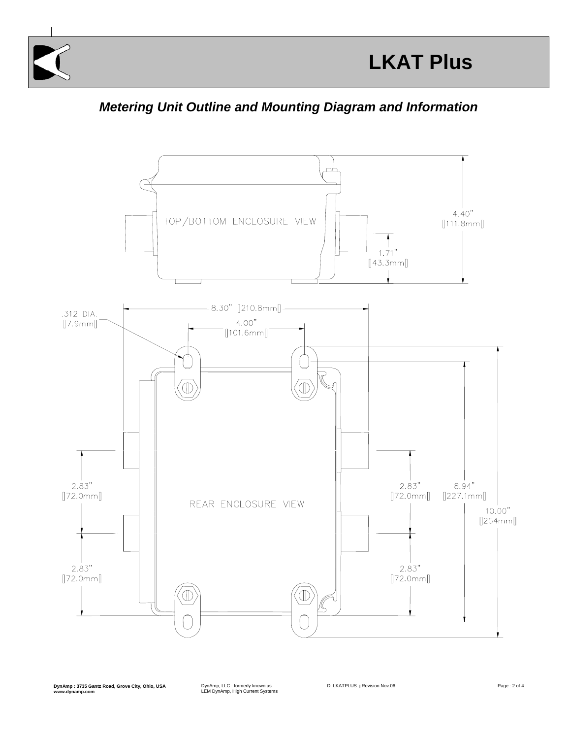# LKAT Plus

***Metering Unit Outline and Mounting Diagram and Information***

TOP/BOTTOM ENCLOSURE VIEW

4.40" [111.8mm]

1.71" [43.3mm]

.312 DIA. [7.9mm]

8.30" [210.8mm]

4.00" [101.6mm]

2.83" [72.0mm]

2.83" [72.0mm]

REAR ENCLOSURE VIEW

2.83" [72.0mm]

2.83" [72.0mm]

8.94" [227.1mm]

10.00" [254mm]

**DynAmp : 3735 Gantz Road, Grove City, Ohio, USA**
**www.dynamp.com**

DynAmp, LLC : formerly known as LEM DynAmp, High Current Systems

D_LKATPLUS_j Revision Nov.06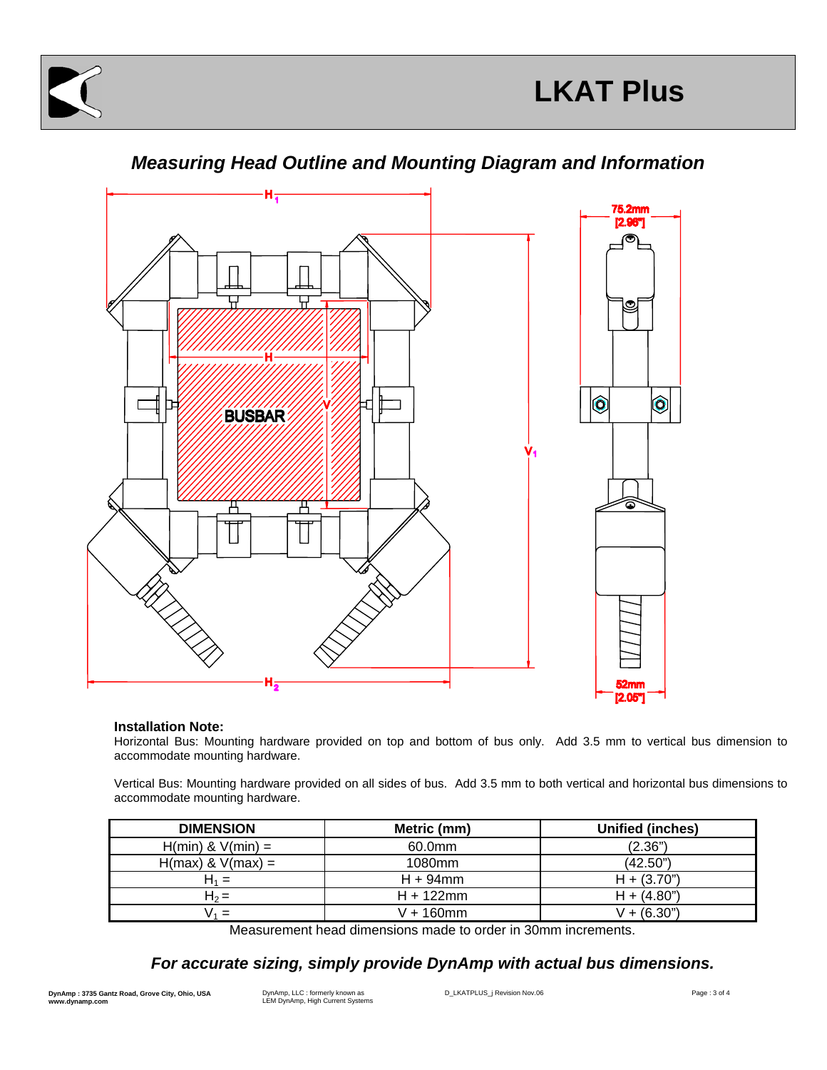# LKAT Plus

## *Measuring Head Outline and Mounting Diagram and Information*

**Installation Note:**

Horizontal Bus: Mounting hardware provided on top and bottom of bus only. Add 3.5 mm to vertical bus dimension to accommodate mounting hardware.

Vertical Bus: Mounting hardware provided on all sides of bus. Add 3.5 mm to both vertical and horizontal bus dimensions to accommodate mounting hardware.

| DIMENSION | Metric (mm) | Unified (inches) |
|---|---|---|
| H(min) & V(min) = | 60.0mm | (2.36") |
| H(max) & V(max) = | 1080mm | (42.50") |
| $H_1$ = | H + 94mm | H + (3.70") |
| $H_2$ = | H + 122mm | H + (4.80") |
| $V_1$ = | V + 160mm | V + (6.30") |

Measurement head dimensions made to order in 30mm increments.

### *For accurate sizing, simply provide DynAmp with actual bus dimensions.*

**DynAmp : 3735 Gantz Road, Grove City, Ohio, USA**
**www.dynamp.com**

DynAmp, LLC : formerly known as LEM DynAmp, High Current Systems

D_LKATPLUS_j Revision Nov.06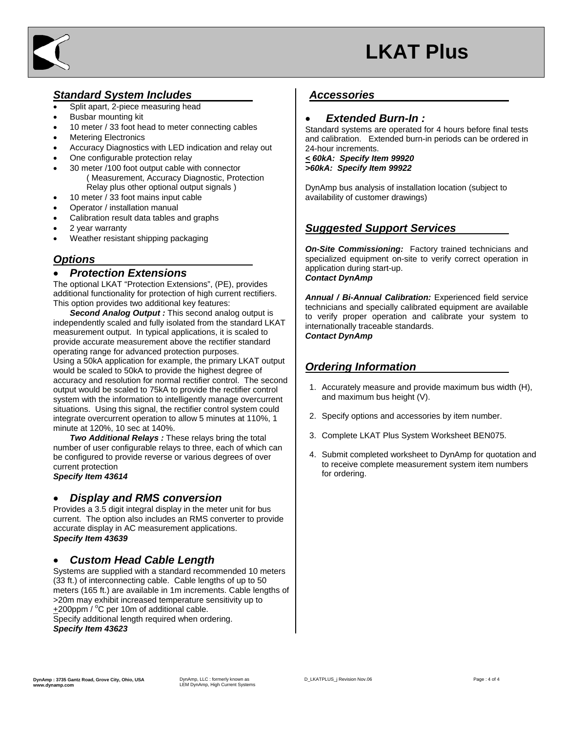# LKAT Plus

## *Standard System Includes*

- Split apart, 2-piece measuring head
- Busbar mounting kit
- 10 meter / 33 foot head to meter connecting cables
- Metering Electronics
- Accuracy Diagnostics with LED indication and relay out
- One configurable protection relay
- 30 meter /100 foot output cable with connector ( Measurement, Accuracy Diagnostic, Protection Relay plus other optional output signals )
- 10 meter / 33 foot mains input cable
- Operator / installation manual
- Calibration result data tables and graphs
- 2 year warranty
- Weather resistant shipping packaging

## *Options*

- ***Protection Extensions***

The optional LKAT "Protection Extensions", (PE), provides additional functionality for protection of high current rectifiers. This option provides two additional key features:

***Second Analog Output :*** This second analog output is independently scaled and fully isolated from the standard LKAT measurement output. In typical applications, it is scaled to provide accurate measurement above the rectifier standard operating range for advanced protection purposes.
Using a 50kA application for example, the primary LKAT output would be scaled to 50kA to provide the highest degree of accuracy and resolution for normal rectifier control. The second output would be scaled to 75kA to provide the rectifier control system with the information to intelligently manage overcurrent situations. Using this signal, the rectifier control system could integrate overcurrent operation to allow 5 minutes at 110%, 1 minute at 120%, 10 sec at 140%.

***Two Additional Relays :*** These relays bring the total number of user configurable relays to three, each of which can be configured to provide reverse or various degrees of over current protection
***Specify Item 43614***

- ***Display and RMS conversion***

Provides a 3.5 digit integral display in the meter unit for bus current. The option also includes an RMS converter to provide accurate display in AC measurement applications.
***Specify Item 43639***

- ***Custom Head Cable Length***

Systems are supplied with a standard recommended 10 meters (33 ft.) of interconnecting cable. Cable lengths of up to 50 meters (165 ft.) are available in 1m increments. Cable lengths of >20m may exhibit increased temperature sensitivity up to ±200ppm / °C per 10m of additional cable.
Specify additional length required when ordering.
***Specify Item 43623***

## *Accessories*

- ***Extended Burn-In :***

Standard systems are operated for 4 hours before final tests and calibration. Extended burn-in periods can be ordered in 24-hour increments.
***≤ 60kA: Specify Item 99920***
***>60kA: Specify Item 99922***

DynAmp bus analysis of installation location (subject to availability of customer drawings)

## *Suggested Support Services*

***On-Site Commissioning:*** Factory trained technicians and specialized equipment on-site to verify correct operation in application during start-up.
***Contact DynAmp***

***Annual / Bi-Annual Calibration:*** Experienced field service technicians and specially calibrated equipment are available to verify proper operation and calibrate your system to internationally traceable standards.
***Contact DynAmp***

## *Ordering Information*

1. Accurately measure and provide maximum bus width (H), and maximum bus height (V).
2. Specify options and accessories by item number.
3. Complete LKAT Plus System Worksheet BEN075.
4. Submit completed worksheet to DynAmp for quotation and to receive complete measurement system item numbers for ordering.